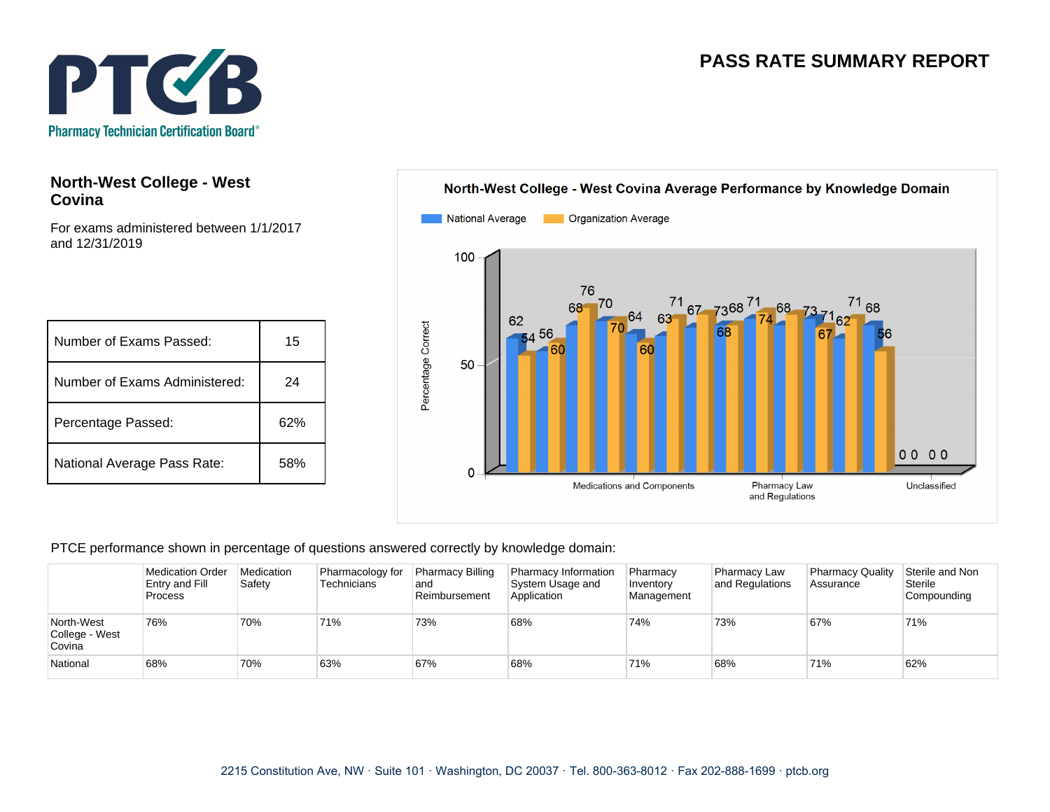# PTCB

Pharmacy Technician Certification Board®

## PASS RATE SUMMARY REPORT

### North-West College - West Covina

For exams administered between 1/1/2017 and 12/31/2019

| | |
|---|---|
| Number of Exams Passed: | 15 |
| Number of Exams Administered: | 24 |
| Percentage Passed: | 62% |
| National Average Pass Rate: | 58% |

**North-West College - West Covina Average Performance by Knowledge Domain**

National Average | Organization Average

Percentage Correct

Medications and Components | Pharmacy Law and Regulations | Unclassified

PTCE performance shown in percentage of questions answered correctly by knowledge domain:

| | Medication Order Entry and Fill Process | Medication Safety | Pharmacology for Technicians | Pharmacy Billing and Reimbursement | Pharmacy Information System Usage and Application | Pharmacy Inventory Management | Pharmacy Law and Regulations | Pharmacy Quality Assurance | Sterile and Non Sterile Compounding |
|---|---|---|---|---|---|---|---|---|---|
| North-West College - West Covina | 76% | 70% | 71% | 73% | 68% | 74% | 73% | 67% | 71% |
| National | 68% | 70% | 63% | 67% | 68% | 71% | 68% | 71% | 62% |

2215 Constitution Ave, NW · Suite 101 · Washington, DC 20037 · Tel. 800-363-8012 · Fax 202-888-1699 · ptcb.org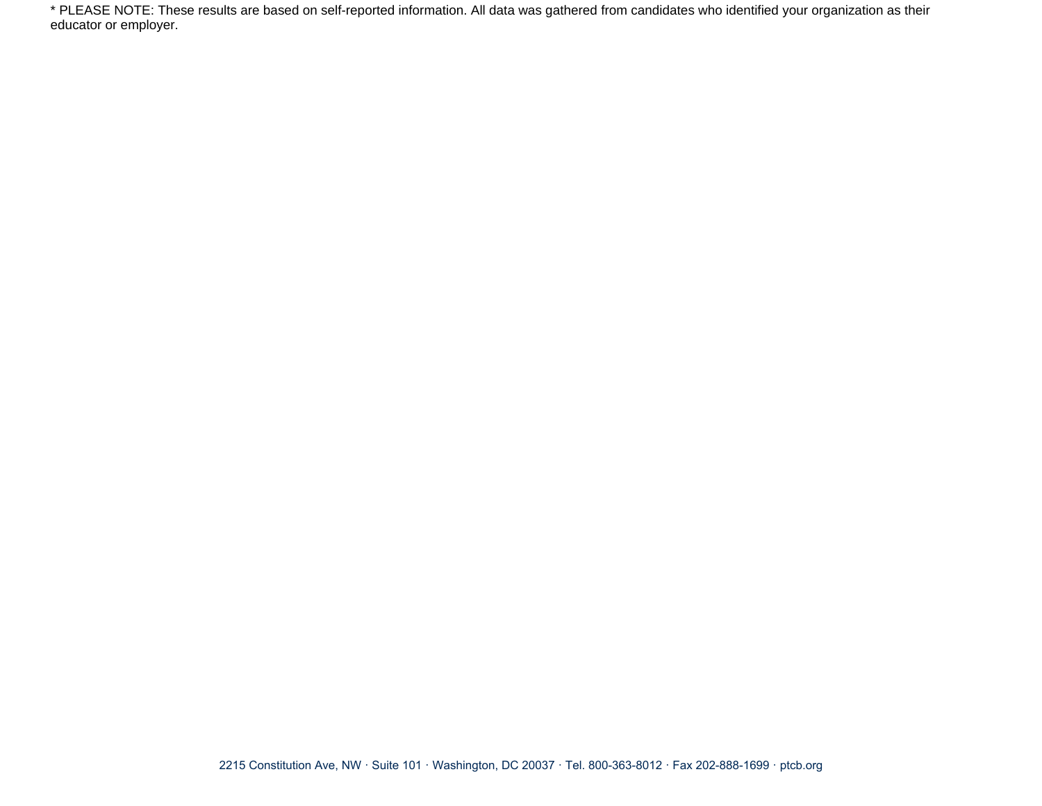* PLEASE NOTE: These results are based on self-reported information. All data was gathered from candidates who identified your organization as their educator or employer.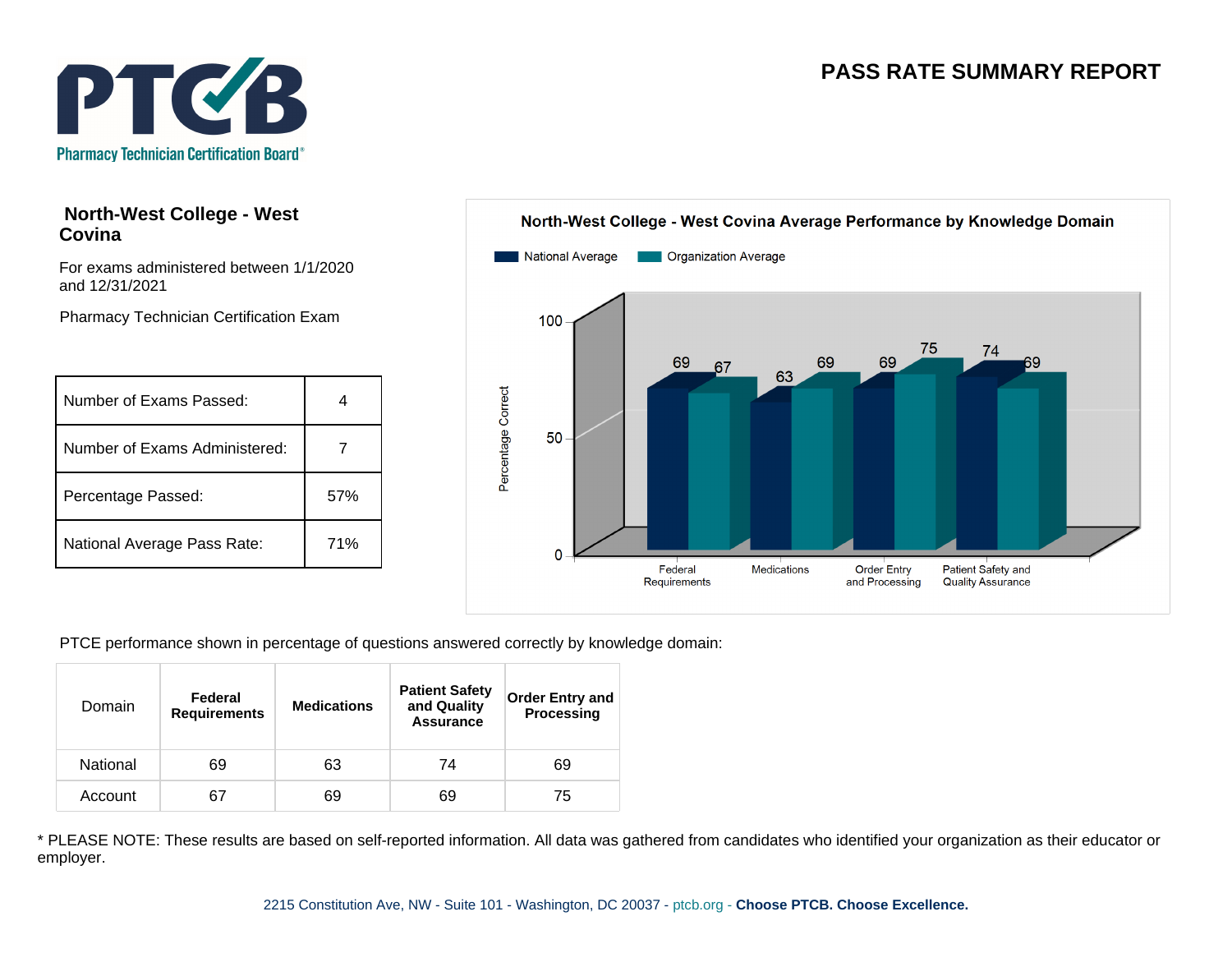PTCB

Pharmacy Technician Certification Board®

# PASS RATE SUMMARY REPORT

## North-West College - West Covina

For exams administered between 1/1/2020 and 12/31/2021

Pharmacy Technician Certification Exam

| | |
|---|---|
| Number of Exams Passed: | 4 |
| Number of Exams Administered: | 7 |
| Percentage Passed: | 57% |
| National Average Pass Rate: | 71% |

North-West College - West Covina Average Performance by Knowledge Domain

National Average
Organization Average

Percentage Correct

100
50
0

69 67
63 69
69 75
74 69

Federal Requirements
Medications
Order Entry and Processing
Patient Safety and Quality Assurance

PTCE performance shown in percentage of questions answered correctly by knowledge domain:

| Domain | Federal Requirements | Medications | Patient Safety and Quality Assurance | Order Entry and Processing |
|---|---|---|---|---|
| National | 69 | 63 | 74 | 69 |
| Account | 67 | 69 | 69 | 75 |

* PLEASE NOTE: These results are based on self-reported information. All data was gathered from candidates who identified your organization as their educator or employer.

2215 Constitution Ave, NW - Suite 101 - Washington, DC 20037 - ptcb.org - **Choose PTCB. Choose Excellence.**